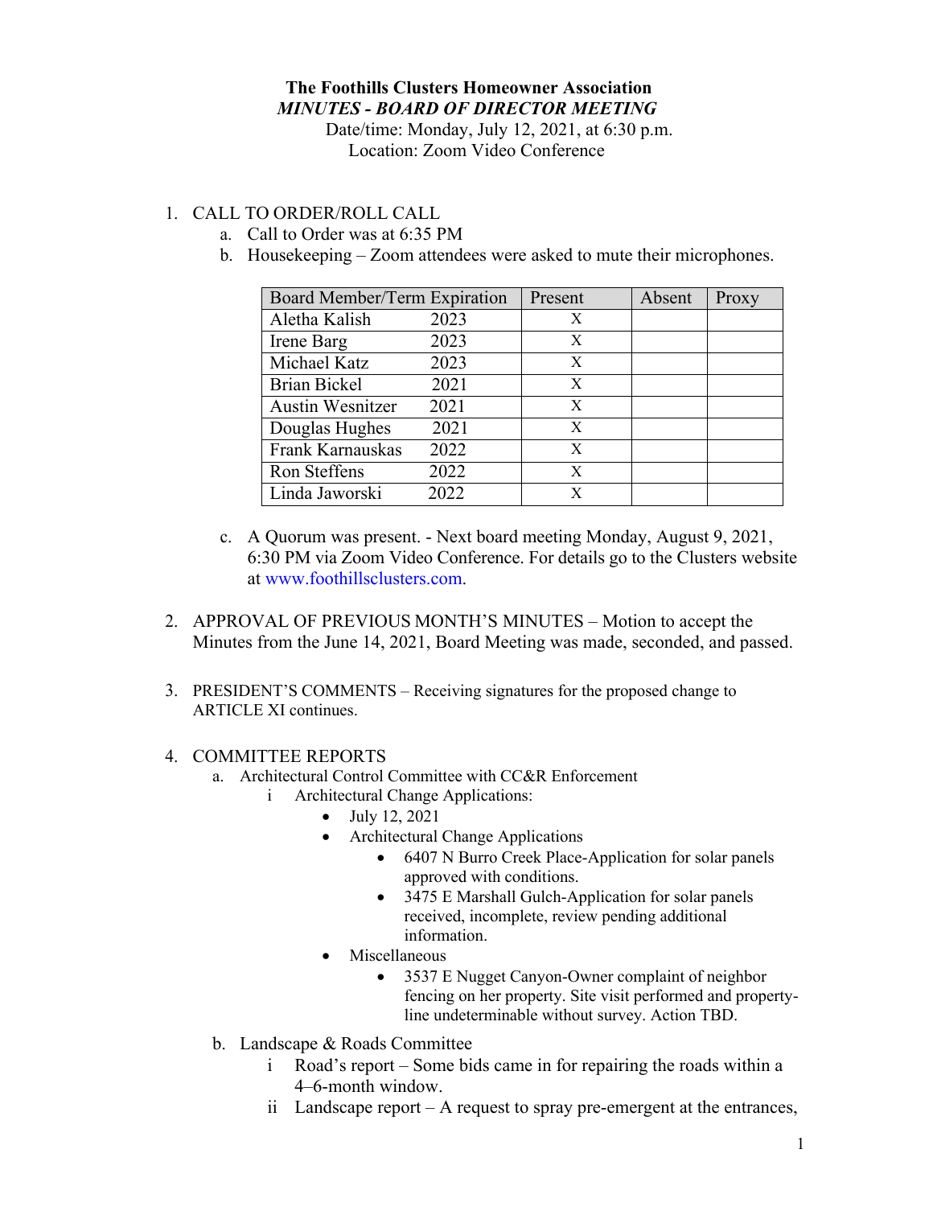**The Foothills Clusters Homeowner Association**

***MINUTES - BOARD OF DIRECTOR MEETING***

Date/time: Monday, July 12, 2021, at 6:30 p.m.

Location: Zoom Video Conference

1. CALL TO ORDER/ROLL CALL
   a. Call to Order was at 6:35 PM
   b. Housekeeping – Zoom attendees were asked to mute their microphones.

| Board Member/Term Expiration | Present | Absent | Proxy |
|---|---|---|---|
| Aletha Kalish 2023 | X | | |
| Irene Barg 2023 | X | | |
| Michael Katz 2023 | X | | |
| Brian Bickel 2021 | X | | |
| Austin Wesnitzer 2021 | X | | |
| Douglas Hughes 2021 | X | | |
| Frank Karnauskas 2022 | X | | |
| Ron Steffens 2022 | X | | |
| Linda Jaworski 2022 | X | | |

   c. A Quorum was present. - Next board meeting Monday, August 9, 2021, 6:30 PM via Zoom Video Conference. For details go to the Clusters website at www.foothillsclusters.com.

2. APPROVAL OF PREVIOUS MONTH'S MINUTES – Motion to accept the Minutes from the June 14, 2021, Board Meeting was made, seconded, and passed.

3. PRESIDENT'S COMMENTS – Receiving signatures for the proposed change to ARTICLE XI continues.

4. COMMITTEE REPORTS
   a. Architectural Control Committee with CC&R Enforcement
      i Architectural Change Applications:
         - July 12, 2021
         - Architectural Change Applications
            - 6407 N Burro Creek Place-Application for solar panels approved with conditions.
            - 3475 E Marshall Gulch-Application for solar panels received, incomplete, review pending additional information.
         - Miscellaneous
            - 3537 E Nugget Canyon-Owner complaint of neighbor fencing on her property. Site visit performed and property-line undeterminable without survey. Action TBD.
   b. Landscape & Roads Committee
      i Road's report – Some bids came in for repairing the roads within a 4–6-month window.
      ii Landscape report – A request to spray pre-emergent at the entrances,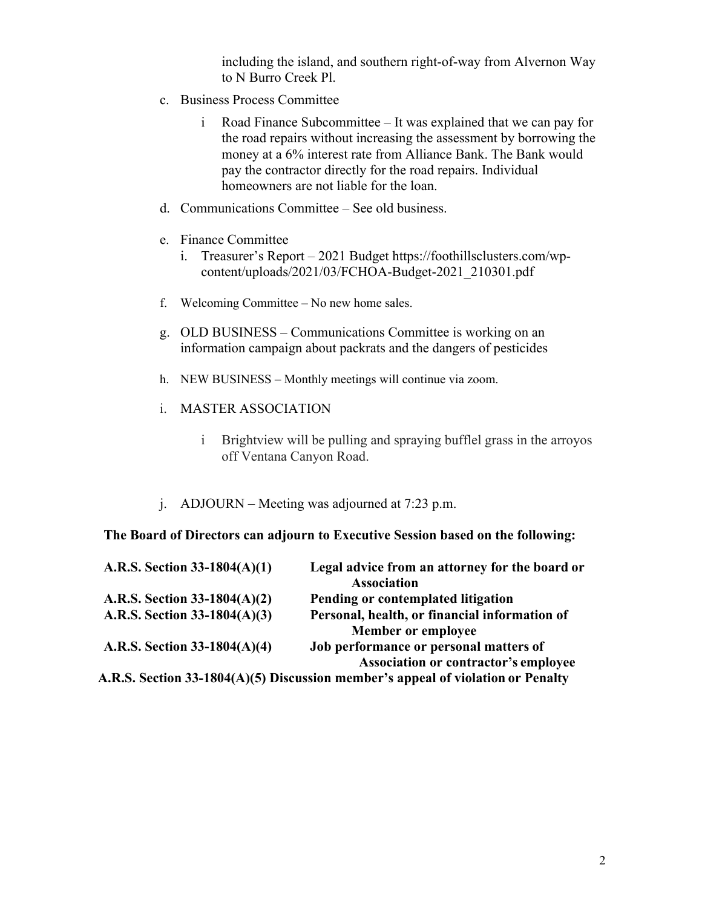including the island, and southern right-of-way from Alvernon Way to N Burro Creek Pl.

c. Business Process Committee

   i Road Finance Subcommittee – It was explained that we can pay for the road repairs without increasing the assessment by borrowing the money at a 6% interest rate from Alliance Bank. The Bank would pay the contractor directly for the road repairs. Individual homeowners are not liable for the loan.

d. Communications Committee – See old business.

e. Finance Committee

   i. Treasurer's Report – 2021 Budget https://foothillsclusters.com/wp-content/uploads/2021/03/FCHOA-Budget-2021_210301.pdf

f. Welcoming Committee – No new home sales.

g. OLD BUSINESS – Communications Committee is working on an information campaign about packrats and the dangers of pesticides

h. NEW BUSINESS – Monthly meetings will continue via zoom.

i. MASTER ASSOCIATION

   i Brightview will be pulling and spraying bufflel grass in the arroyos off Ventana Canyon Road.

j. ADJOURN – Meeting was adjourned at 7:23 p.m.

**The Board of Directors can adjourn to Executive Session based on the following:**

| | |
|---|---|
| **A.R.S. Section 33-1804(A)(1)** | **Legal advice from an attorney for the board or Association** |
| **A.R.S. Section 33-1804(A)(2)** | **Pending or contemplated litigation** |
| **A.R.S. Section 33-1804(A)(3)** | **Personal, health, or financial information of Member or employee** |
| **A.R.S. Section 33-1804(A)(4)** | **Job performance or personal matters of Association or contractor's employee** |
| **A.R.S. Section 33-1804(A)(5)** | **Discussion member's appeal of violation or Penalty** |